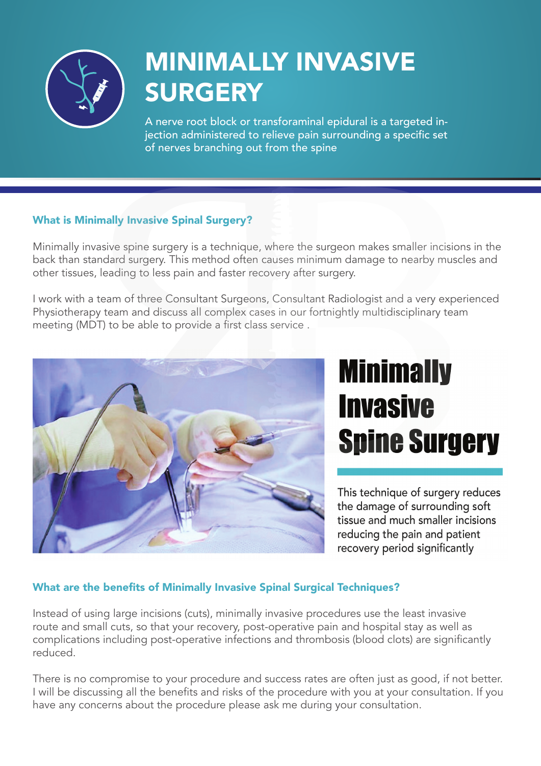# MINIMALLY INVASIVE SURGERY

A nerve root block or transforaminal epidural is a targeted injection administered to relieve pain surrounding a specific set of nerves branching out from the spine

### What is Minimally Invasive Spinal Surgery?

Minimally invasive spine surgery is a technique, where the surgeon makes smaller incisions in the back than standard surgery. This method often causes minimum damage to nearby muscles and other tissues, leading to less pain and faster recovery after surgery.

I work with a team of three Consultant Surgeons, Consultant Radiologist and a very experienced Physiotherapy team and discuss all complex cases in our fortnightly multidisciplinary team meeting (MDT) to be able to provide a first class service .

## Minimally Invasive Spine Surgery

This technique of surgery reduces the damage of surrounding soft tissue and much smaller incisions reducing the pain and patient recovery period significantly

### What are the benefits of Minimally Invasive Spinal Surgical Techniques?

Instead of using large incisions (cuts), minimally invasive procedures use the least invasive route and small cuts, so that your recovery, post-operative pain and hospital stay as well as complications including post-operative infections and thrombosis (blood clots) are significantly reduced.

There is no compromise to your procedure and success rates are often just as good, if not better. I will be discussing all the benefits and risks of the procedure with you at your consultation. If you have any concerns about the procedure please ask me during your consultation.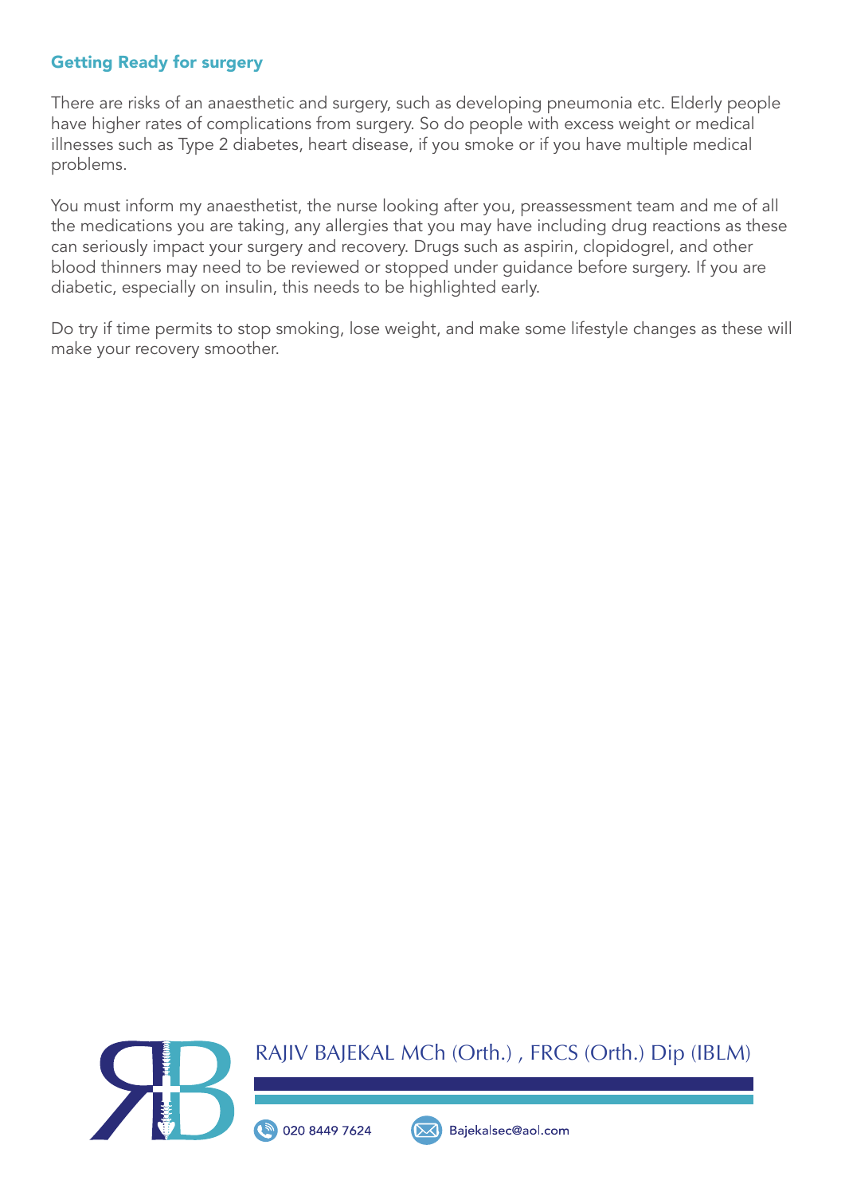## Getting Ready for surgery

There are risks of an anaesthetic and surgery, such as developing pneumonia etc. Elderly people have higher rates of complications from surgery. So do people with excess weight or medical illnesses such as Type 2 diabetes, heart disease, if you smoke or if you have multiple medical problems.

You must inform my anaesthetist, the nurse looking after you, preassessment team and me of all the medications you are taking, any allergies that you may have including drug reactions as these can seriously impact your surgery and recovery. Drugs such as aspirin, clopidogrel, and other blood thinners may need to be reviewed or stopped under guidance before surgery. If you are diabetic, especially on insulin, this needs to be highlighted early.

Do try if time permits to stop smoking, lose weight, and make some lifestyle changes as these will make your recovery smoother.